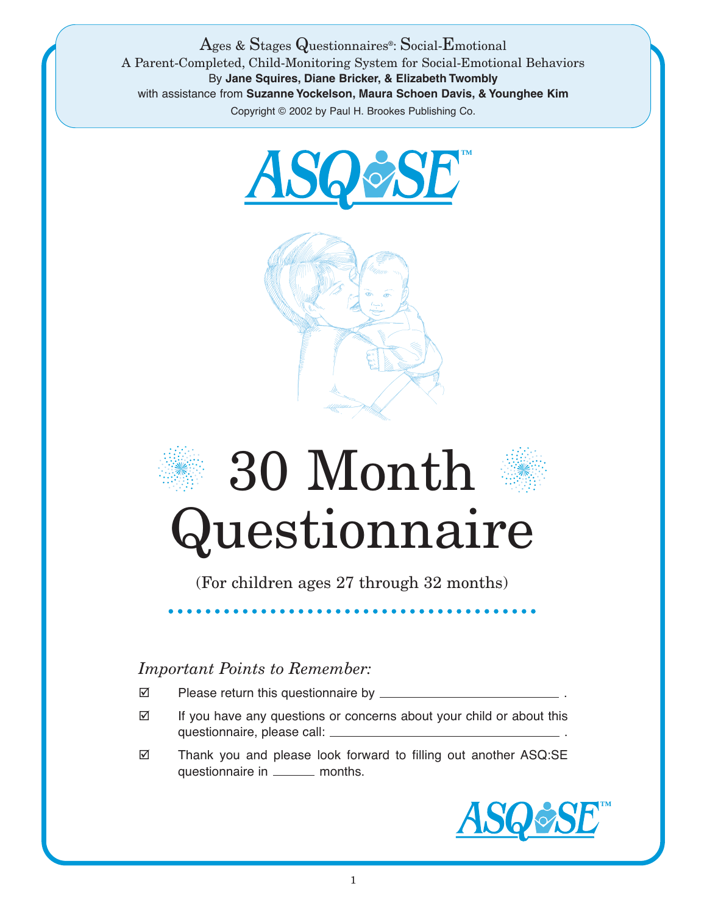Ages & Stages Questionnaires®: Social-Emotional

A Parent-Completed, Child-Monitoring System for Social-Emotional Behaviors

By **Jane Squires, Diane Bricker, & Elizabeth Twombly**

with assistance from **Suzanne Yockelson, Maura Schoen Davis, & Younghee Kim**

Copyright © 2002 by Paul H. Brookes Publishing Co.

ASQ:SE™

# 30 Month Questionnaire

(For children ages 27 through 32 months)

*Important Points to Remember:*

- ☑ Please return this questionnaire by ______________________ .
- ☑ If you have any questions or concerns about your child or about this questionnaire, please call: ______________________ .
- ☑ Thank you and please look forward to filling out another ASQ:SE questionnaire in ______ months.

ASQ:SE™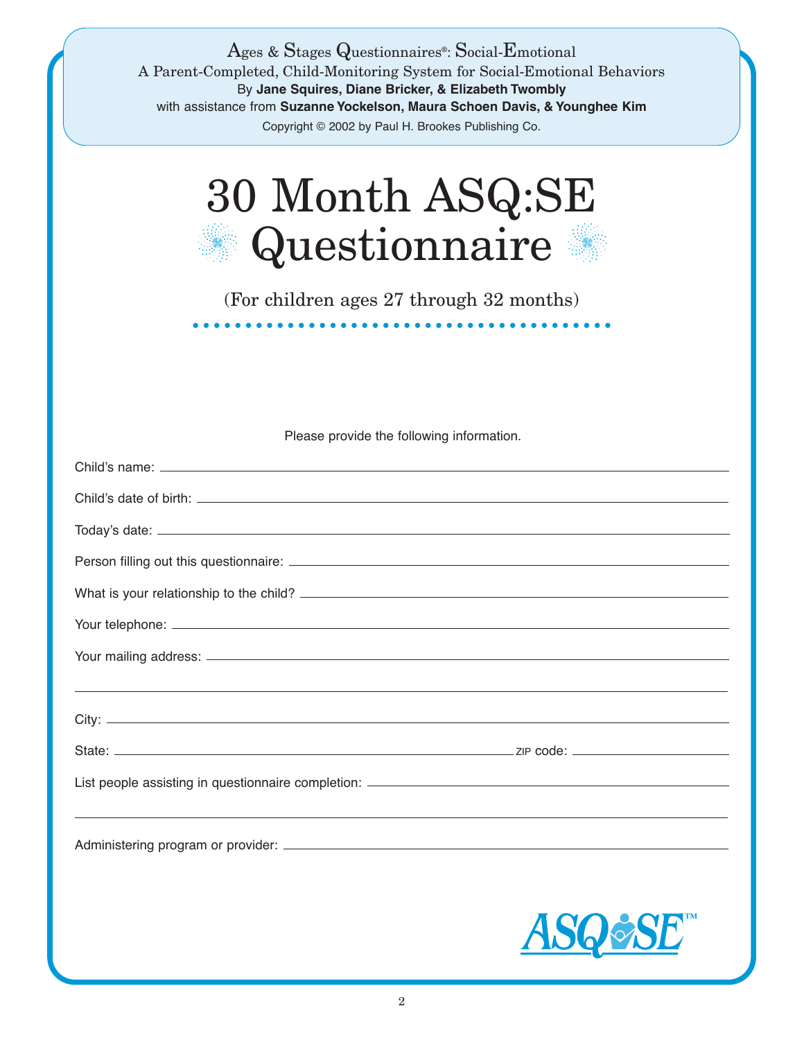Ages & Stages Questionnaires®: Social-Emotional

A Parent-Completed, Child-Monitoring System for Social-Emotional Behaviors

By **Jane Squires, Diane Bricker, & Elizabeth Twombly**

with assistance from **Suzanne Yockelson, Maura Schoen Davis, & Younghee Kim**

Copyright © 2002 by Paul H. Brookes Publishing Co.

# 30 Month ASQ:SE Questionnaire

(For children ages 27 through 32 months)

Please provide the following information.

Child's name: ______________________________

Child's date of birth: ______________________________

Today's date: ______________________________

Person filling out this questionnaire: ______________________________

What is your relationship to the child? ______________________________

Your telephone: ______________________________

Your mailing address: ______________________________

______________________________

City: ______________________________

State: ______________________________ ZIP code: ______________

List people assisting in questionnaire completion: ______________________________

______________________________

Administering program or provider: ______________________________

ASQ:SE™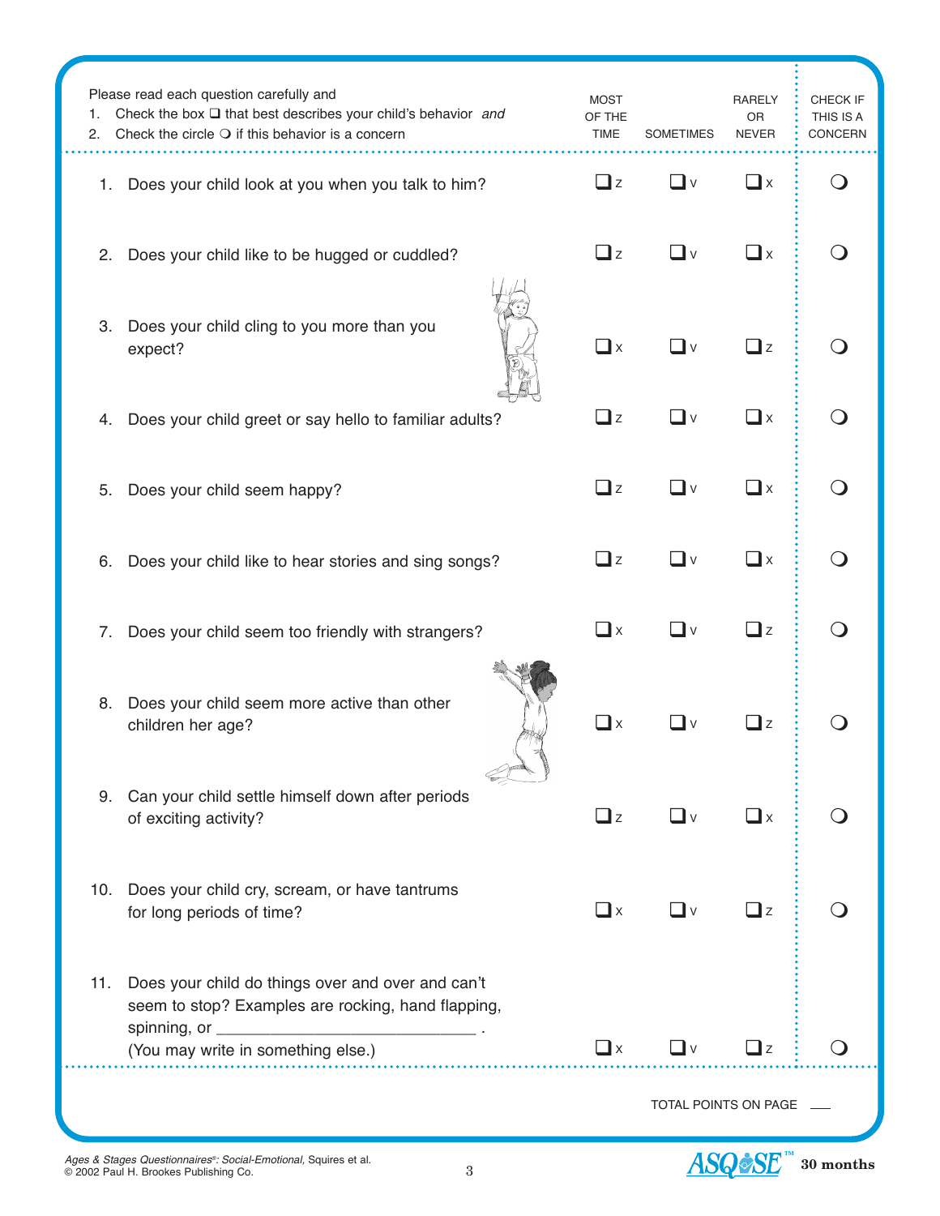Please read each question carefully and
1. Check the box ❑ that best describes your child's behavior *and*
2. Check the circle ❍ if this behavior is a concern

| | MOST OF THE TIME | SOMETIMES | RARELY OR NEVER | CHECK IF THIS IS A CONCERN |
|---|---|---|---|---|
| 1. Does your child look at you when you talk to him? | ❑ z | ❑ v | ❑ x | ❍ |
| 2. Does your child like to be hugged or cuddled? | ❑ z | ❑ v | ❑ x | ❍ |
| 3. Does your child cling to you more than you expect? | ❑ x | ❑ v | ❑ z | ❍ |
| 4. Does your child greet or say hello to familiar adults? | ❑ z | ❑ v | ❑ x | ❍ |
| 5. Does your child seem happy? | ❑ z | ❑ v | ❑ x | ❍ |
| 6. Does your child like to hear stories and sing songs? | ❑ z | ❑ v | ❑ x | ❍ |
| 7. Does your child seem too friendly with strangers? | ❑ x | ❑ v | ❑ z | ❍ |
| 8. Does your child seem more active than other children her age? | ❑ x | ❑ v | ❑ z | ❍ |
| 9. Can your child settle himself down after periods of exciting activity? | ❑ z | ❑ v | ❑ x | ❍ |
| 10. Does your child cry, scream, or have tantrums for long periods of time? | ❑ x | ❑ v | ❑ z | ❍ |
| 11. Does your child do things over and over and can't seem to stop? Examples are rocking, hand flapping, spinning, or ______________________________ . (You may write in something else.) | ❑ x | ❑ v | ❑ z | ❍ |

TOTAL POINTS ON PAGE ___

*Ages & Stages Questionnaires®: Social-Emotional,* Squires et al.
© 2002 Paul H. Brookes Publishing Co.

ASQ:SE™ 30 months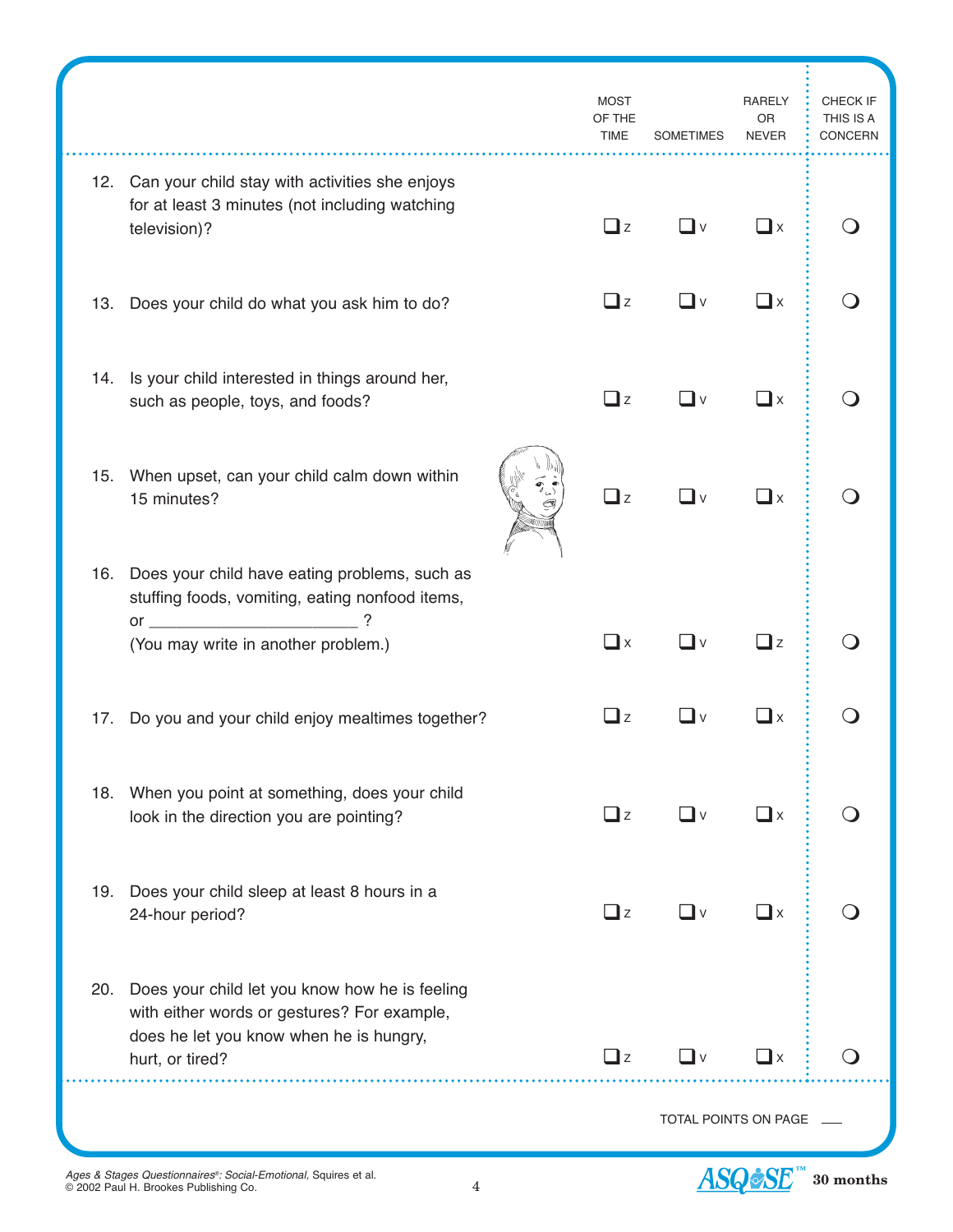| | MOST OF THE TIME | SOMETIMES | RARELY OR NEVER | CHECK IF THIS IS A CONCERN |
|---|---|---|---|---|
| 12. Can your child stay with activities she enjoys for at least 3 minutes (not including watching television)? | ❑ z | ❑ v | ❑ x | ❍ |
| 13. Does your child do what you ask him to do? | ❑ z | ❑ v | ❑ x | ❍ |
| 14. Is your child interested in things around her, such as people, toys, and foods? | ❑ z | ❑ v | ❑ x | ❍ |
| 15. When upset, can your child calm down within 15 minutes? | ❑ z | ❑ v | ❑ x | ❍ |
| 16. Does your child have eating problems, such as stuffing foods, vomiting, eating nonfood items, or _______________________ ? (You may write in another problem.) | ❑ x | ❑ v | ❑ z | ❍ |
| 17. Do you and your child enjoy mealtimes together? | ❑ z | ❑ v | ❑ x | ❍ |
| 18. When you point at something, does your child look in the direction you are pointing? | ❑ z | ❑ v | ❑ x | ❍ |
| 19. Does your child sleep at least 8 hours in a 24-hour period? | ❑ z | ❑ v | ❑ x | ❍ |
| 20. Does your child let you know how he is feeling with either words or gestures? For example, does he let you know when he is hungry, hurt, or tired? | ❑ z | ❑ v | ❑ x | ❍ |

TOTAL POINTS ON PAGE ___

*Ages & Stages Questionnaires®: Social-Emotional,* Squires et al.
© 2002 Paul H. Brookes Publishing Co.

ASQ:SE™ **30 months**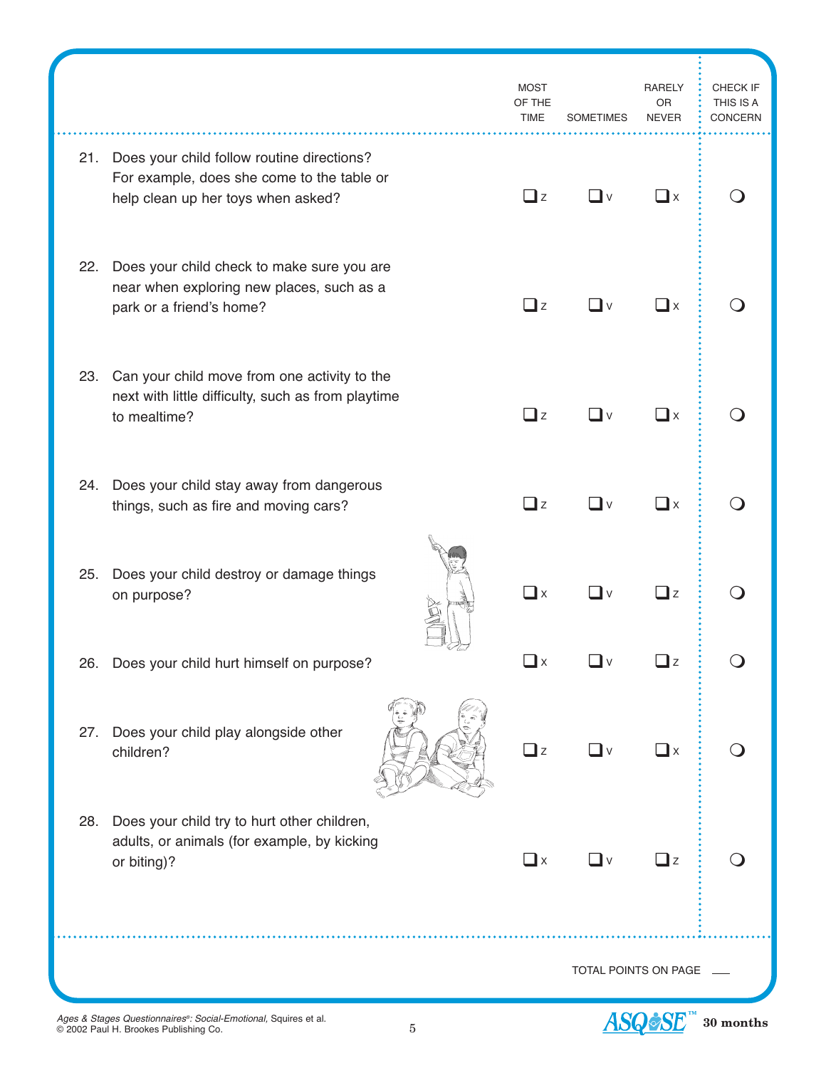| | MOST OF THE TIME | SOMETIMES | RARELY OR NEVER | CHECK IF THIS IS A CONCERN |
|---|---|---|---|---|
| 21. Does your child follow routine directions? For example, does she come to the table or help clean up her toys when asked? | ❑ z | ❑ v | ❑ x | ❍ |
| 22. Does your child check to make sure you are near when exploring new places, such as a park or a friend's home? | ❑ z | ❑ v | ❑ x | ❍ |
| 23. Can your child move from one activity to the next with little difficulty, such as from playtime to mealtime? | ❑ z | ❑ v | ❑ x | ❍ |
| 24. Does your child stay away from dangerous things, such as fire and moving cars? | ❑ z | ❑ v | ❑ x | ❍ |
| 25. Does your child destroy or damage things on purpose? | ❑ x | ❑ v | ❑ z | ❍ |
| 26. Does your child hurt himself on purpose? | ❑ x | ❑ v | ❑ z | ❍ |
| 27. Does your child play alongside other children? | ❑ z | ❑ v | ❑ x | ❍ |
| 28. Does your child try to hurt other children, adults, or animals (for example, by kicking or biting)? | ❑ x | ❑ v | ❑ z | ❍ |

TOTAL POINTS ON PAGE ___

*Ages & Stages Questionnaires®: Social-Emotional,* Squires et al.
© 2002 Paul H. Brookes Publishing Co.

ASQ:SE™ **30 months**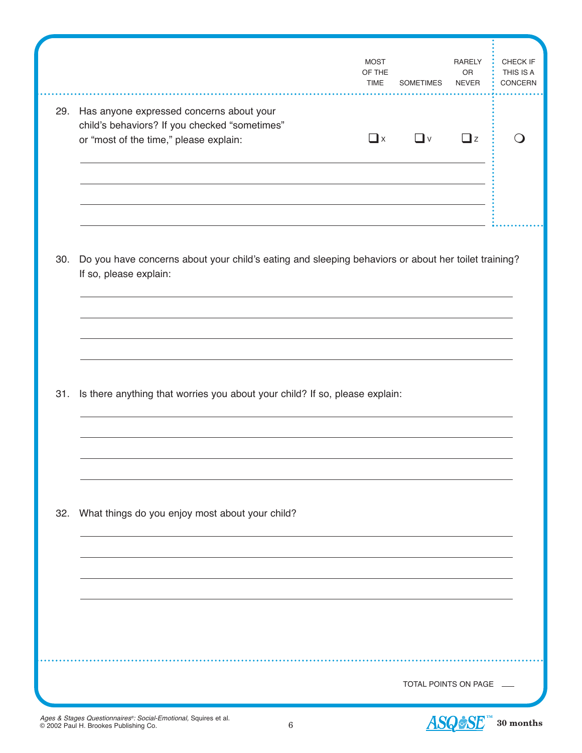| | MOST OF THE TIME | SOMETIMES | RARELY OR NEVER | CHECK IF THIS IS A CONCERN |
|---|---|---|---|---|
| 29. Has anyone expressed concerns about your child's behaviors? If you checked "sometimes" or "most of the time," please explain: | ☐ X | ☐ V | ☐ Z | ○ |

_______________________________________________

_______________________________________________

_______________________________________________

_______________________________________________

30. Do you have concerns about your child's eating and sleeping behaviors or about her toilet training? If so, please explain:

_______________________________________________

_______________________________________________

_______________________________________________

_______________________________________________

31. Is there anything that worries you about your child? If so, please explain:

_______________________________________________

_______________________________________________

_______________________________________________

_______________________________________________

32. What things do you enjoy most about your child?

_______________________________________________

_______________________________________________

_______________________________________________

_______________________________________________

TOTAL POINTS ON PAGE ___

*Ages & Stages Questionnaires®: Social-Emotional,* Squires et al.
© 2002 Paul H. Brookes Publishing Co.

ASQ:SE™ **30 months**